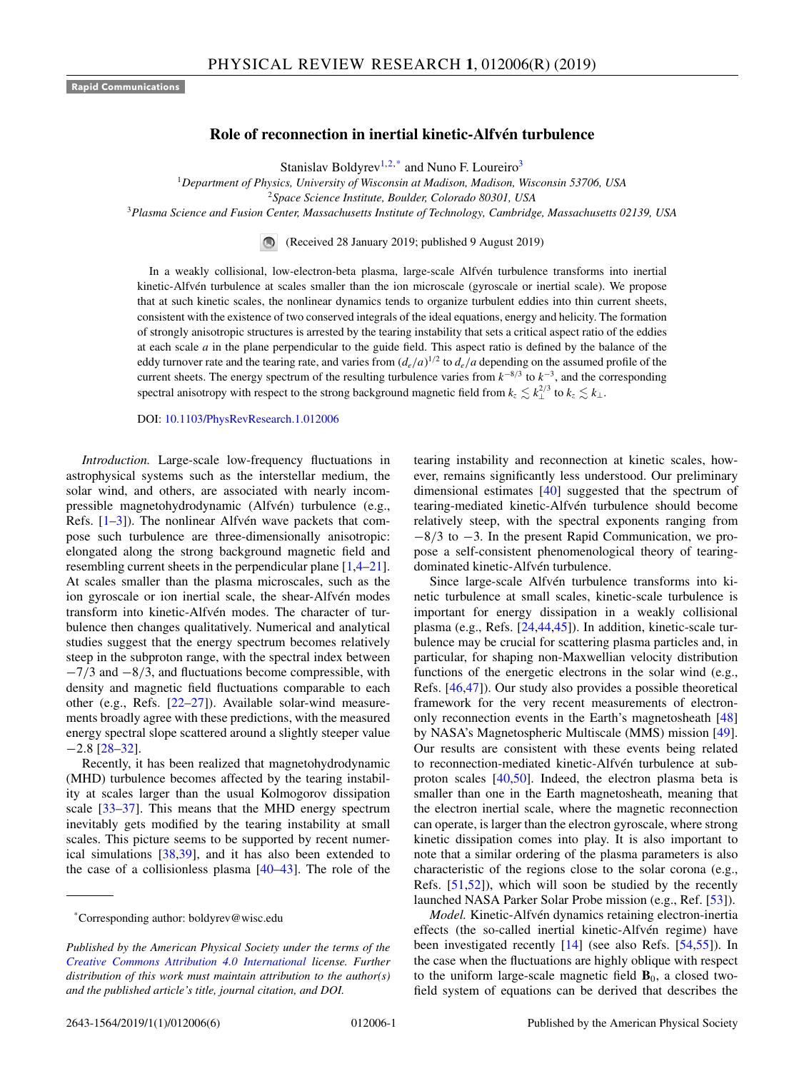Rapid Communications

# Role of reconnection in inertial kinetic-Alfvén turbulence

Stanislav Boldyrev[1,2,*] and Nuno F. Loureiro[3]

[1]*Department of Physics, University of Wisconsin at Madison, Madison, Wisconsin 53706, USA*
[2]*Space Science Institute, Boulder, Colorado 80301, USA*
[3]*Plasma Science and Fusion Center, Massachusetts Institute of Technology, Cambridge, Massachusetts 02139, USA*

(Received 28 January 2019; published 9 August 2019)

In a weakly collisional, low-electron-beta plasma, large-scale Alfvén turbulence transforms into inertial kinetic-Alfvén turbulence at scales smaller than the ion microscale (gyroscale or inertial scale). We propose that at such kinetic scales, the nonlinear dynamics tends to organize turbulent eddies into thin current sheets, consistent with the existence of two conserved integrals of the ideal equations, energy and helicity. The formation of strongly anisotropic structures is arrested by the tearing instability that sets a critical aspect ratio of the eddies at each scale $a$ in the plane perpendicular to the guide field. This aspect ratio is defined by the balance of the eddy turnover rate and the tearing rate, and varies from $(d_e/a)^{1/2}$ to $d_e/a$ depending on the assumed profile of the current sheets. The energy spectrum of the resulting turbulence varies from $k^{-8/3}$ to $k^{-3}$, and the corresponding spectral anisotropy with respect to the strong background magnetic field from $k_z \lesssim k_\perp^{2/3}$ to $k_z \lesssim k_\perp$.

DOI: 10.1103/PhysRevResearch.1.012006

*Introduction.* Large-scale low-frequency fluctuations in astrophysical systems such as the interstellar medium, the solar wind, and others, are associated with nearly incompressible magnetohydrodynamic (Alfvén) turbulence (e.g., Refs. [1–3]). The nonlinear Alfvén wave packets that compose such turbulence are three-dimensionally anisotropic: elongated along the strong background magnetic field and resembling current sheets in the perpendicular plane [1,4–21]. At scales smaller than the plasma microscales, such as the ion gyroscale or ion inertial scale, the shear-Alfvén modes transform into kinetic-Alfvén modes. The character of turbulence then changes qualitatively. Numerical and analytical studies suggest that the energy spectrum becomes relatively steep in the subproton range, with the spectral index between $-7/3$ and $-8/3$, and fluctuations become compressible, with density and magnetic field fluctuations comparable to each other (e.g., Refs. [22–27]). Available solar-wind measurements broadly agree with these predictions, with the measured energy spectral slope scattered around a slightly steeper value $-2.8$ [28–32].

Recently, it has been realized that magnetohydrodynamic (MHD) turbulence becomes affected by the tearing instability at scales larger than the usual Kolmogorov dissipation scale [33–37]. This means that the MHD energy spectrum inevitably gets modified by the tearing instability at small scales. This picture seems to be supported by recent numerical simulations [38,39], and it has also been extended to the case of a collisionless plasma [40–43]. The role of the tearing instability and reconnection at kinetic scales, however, remains significantly less understood. Our preliminary dimensional estimates [40] suggested that the spectrum of tearing-mediated kinetic-Alfvén turbulence should become relatively steep, with the spectral exponents ranging from $-8/3$ to $-3$. In the present Rapid Communication, we propose a self-consistent phenomenological theory of tearing-dominated kinetic-Alfvén turbulence.

Since large-scale Alfvén turbulence transforms into kinetic turbulence at small scales, kinetic-scale turbulence is important for energy dissipation in a weakly collisional plasma (e.g., Refs. [24,44,45]). In addition, kinetic-scale turbulence may be crucial for scattering plasma particles and, in particular, for shaping non-Maxwellian velocity distribution functions of the energetic electrons in the solar wind (e.g., Refs. [46,47]). Our study also provides a possible theoretical framework for the very recent measurements of electron-only reconnection events in the Earth's magnetosheath [48] by NASA's Magnetospheric Multiscale (MMS) mission [49]. Our results are consistent with these events being related to reconnection-mediated kinetic-Alfvén turbulence at subproton scales [40,50]. Indeed, the electron plasma beta is smaller than one in the Earth magnetosheath, meaning that the electron inertial scale, where the magnetic reconnection can operate, is larger than the electron gyroscale, where strong kinetic dissipation comes into play. It is also important to note that a similar ordering of the plasma parameters is also characteristic of the regions close to the solar corona (e.g., Refs. [51,52]), which will soon be studied by the recently launched NASA Parker Solar Probe mission (e.g., Ref. [53]).

*Model.* Kinetic-Alfvén dynamics retaining electron-inertia effects (the so-called inertial kinetic-Alfvén regime) have been investigated recently [14] (see also Refs. [54,55]). In the case when the fluctuations are highly oblique with respect to the uniform large-scale magnetic field $\mathbf{B}_0$, a closed two-field system of equations can be derived that describes the

---

*Corresponding author: boldyrev@wisc.edu

*Published by the American Physical Society under the terms of the Creative Commons Attribution 4.0 International license. Further distribution of this work must maintain attribution to the author(s) and the published article's title, journal citation, and DOI.*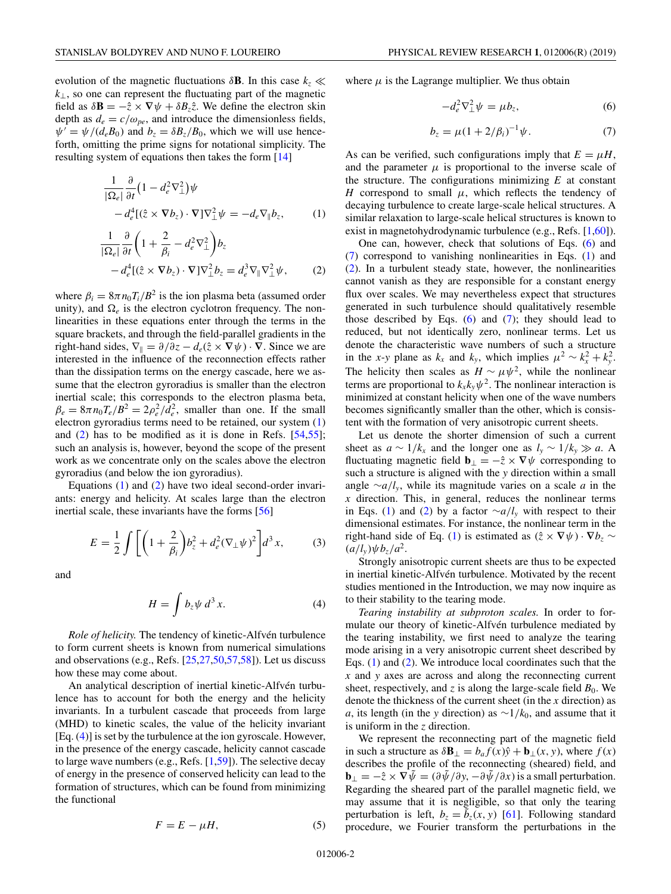evolution of the magnetic fluctuations $\delta\mathbf{B}$. In this case $k_z \ll k_\perp$, so one can represent the fluctuating part of the magnetic field as $\delta\mathbf{B} = -\hat{z} \times \nabla\psi + \delta B_z \hat{z}$. We define the electron skin depth as $d_e = c/\omega_{pe}$, and introduce the dimensionless fields, $\psi' = \psi/(d_e B_0)$ and $b_z = \delta B_z/B_0$, which we will use henceforth, omitting the prime signs for notational simplicity. The resulting system of equations then takes the form [14]

$$\frac{1}{|\Omega_e|}\frac{\partial}{\partial t}\left(1 - d_e^2\nabla_\perp^2\right)\psi - d_e^4[(\hat{z}\times\nabla b_z)\cdot\nabla]\nabla_\perp^2\psi = -d_e\nabla_\parallel b_z, \tag{1}$$

$$\frac{1}{|\Omega_e|}\frac{\partial}{\partial t}\left(1 + \frac{2}{\beta_i} - d_e^2\nabla_\perp^2\right)b_z - d_e^4[(\hat{z}\times\nabla b_z)\cdot\nabla]\nabla_\perp^2 b_z = d_e^3\nabla_\parallel\nabla_\perp^2\psi, \tag{2}$$

where $\beta_i = 8\pi n_0 T_i/B^2$ is the ion plasma beta (assumed order unity), and $\Omega_e$ is the electron cyclotron frequency. The nonlinearities in these equations enter through the terms in the square brackets, and through the field-parallel gradients in the right-hand sides, $\nabla_\parallel = \partial/\partial z - d_e(\hat{z}\times\nabla\psi)\cdot\nabla$. Since we are interested in the influence of the reconnection effects rather than the dissipation terms on the energy cascade, here we assume that the electron gyroradius is smaller than the electron inertial scale; this corresponds to the electron plasma beta, $\beta_e = 8\pi n_0 T_e/B^2 = 2\rho_e^2/d_e^2$, smaller than one. If the small electron gyroradius terms need to be retained, our system (1) and (2) has to be modified as it is done in Refs. [54,55]; such an analysis is, however, beyond the scope of the present work as we concentrate only on the scales above the electron gyroradius (and below the ion gyroradius).

Equations (1) and (2) have two ideal second-order invariants: energy and helicity. At scales large than the electron inertial scale, these invariants have the forms [56]

$$E = \frac{1}{2}\int\left[\left(1 + \frac{2}{\beta_i}\right)b_z^2 + d_e^2(\nabla_\perp\psi)^2\right]d^3x, \tag{3}$$

and

$$H = \int b_z\psi\, d^3x. \tag{4}$$

*Role of helicity.* The tendency of kinetic-Alfvén turbulence to form current sheets is known from numerical simulations and observations (e.g., Refs. [25,27,50,57,58]). Let us discuss how these may come about.

An analytical description of inertial kinetic-Alfvén turbulence has to account for both the energy and the helicity invariants. In a turbulent cascade that proceeds from large (MHD) to kinetic scales, the value of the helicity invariant [Eq. (4)] is set by the turbulence at the ion gyroscale. However, in the presence of the energy cascade, helicity cannot cascade to large wave numbers (e.g., Refs. [1,59]). The selective decay of energy in the presence of conserved helicity can lead to the formation of structures, which can be found from minimizing the functional

$$F = E - \mu H, \tag{5}$$

where $\mu$ is the Lagrange multiplier. We thus obtain

$$-d_e^2\nabla_\perp^2\psi = \mu b_z, \tag{6}$$

$$b_z = \mu(1 + 2/\beta_i)^{-1}\psi. \tag{7}$$

As can be verified, such configurations imply that $E = \mu H$, and the parameter $\mu$ is proportional to the inverse scale of the structure. The configurations minimizing $E$ at constant $H$ correspond to small $\mu$, which reflects the tendency of decaying turbulence to create large-scale helical structures. A similar relaxation to large-scale helical structures is known to exist in magnetohydrodynamic turbulence (e.g., Refs. [1,60]).

One can, however, check that solutions of Eqs. (6) and (7) correspond to vanishing nonlinearities in Eqs. (1) and (2). In a turbulent steady state, however, the nonlinearities cannot vanish as they are responsible for a constant energy flux over scales. We may nevertheless expect that structures generated in such turbulence should qualitatively resemble those described by Eqs. (6) and (7); they should lead to reduced, but not identically zero, nonlinear terms. Let us denote the characteristic wave numbers of such a structure in the $x$-$y$ plane as $k_x$ and $k_y$, which implies $\mu^2 \sim k_x^2 + k_y^2$. The helicity then scales as $H \sim \mu\psi^2$, while the nonlinear terms are proportional to $k_x k_y\psi^2$. The nonlinear interaction is minimized at constant helicity when one of the wave numbers becomes significantly smaller than the other, which is consistent with the formation of very anisotropic current sheets.

Let us denote the shorter dimension of such a current sheet as $a \sim 1/k_x$ and the longer one as $l_y \sim 1/k_y \gg a$. A fluctuating magnetic field $\mathbf{b}_\perp = -\hat{z}\times\nabla\psi$ corresponding to such a structure is aligned with the $y$ direction within a small angle $\sim a/l_y$, while its magnitude varies on a scale $a$ in the $x$ direction. This, in general, reduces the nonlinear terms in Eqs. (1) and (2) by a factor $\sim a/l_y$ with respect to their dimensional estimates. For instance, the nonlinear term in the right-hand side of Eq. (1) is estimated as $(\hat{z}\times\nabla\psi)\cdot\nabla b_z \sim (a/l_y)\psi b_z/a^2$.

Strongly anisotropic current sheets are thus to be expected in inertial kinetic-Alfvén turbulence. Motivated by the recent studies mentioned in the Introduction, we may now inquire as to their stability to the tearing mode.

*Tearing instability at subproton scales.* In order to formulate our theory of kinetic-Alfvén turbulence mediated by the tearing instability, we first need to analyze the tearing mode arising in a very anisotropic current sheet described by Eqs. (1) and (2). We introduce local coordinates such that the $x$ and $y$ axes are across and along the reconnecting current sheet, respectively, and $z$ is along the large-scale field $B_0$. We denote the thickness of the current sheet (in the $x$ direction) as $a$, its length (in the $y$ direction) as $\sim 1/k_0$, and assume that it is uniform in the $z$ direction.

We represent the reconnecting part of the magnetic field in such a structure as $\delta\mathbf{B}_\perp = b_a f(x)\hat{y} + \mathbf{b}_\perp(x, y)$, where $f(x)$ describes the profile of the reconnecting (sheared) field, and $\mathbf{b}_\perp = -\hat{z}\times\nabla\tilde{\psi} = (\partial\tilde{\psi}/\partial y, -\partial\tilde{\psi}/\partial x)$ is a small perturbation. Regarding the sheared part of the parallel magnetic field, we may assume that it is negligible, so that only the tearing perturbation is left, $b_z = \tilde{b}_z(x, y)$ [61]. Following standard procedure, we Fourier transform the perturbations in the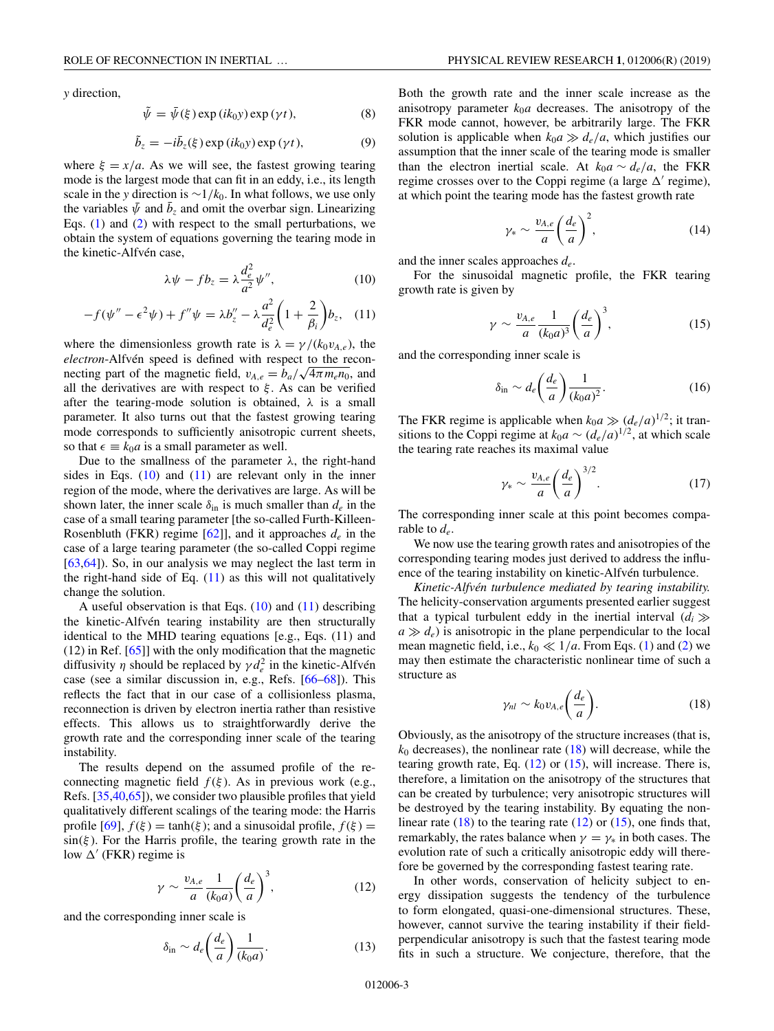$y$ direction,

$$\tilde{\psi} = \bar{\psi}(\xi)\exp(ik_0 y)\exp(\gamma t), \tag{8}$$

$$\tilde{b}_z = -i\bar{b}_z(\xi)\exp(ik_0 y)\exp(\gamma t), \tag{9}$$

where $\xi = x/a$. As we will see, the fastest growing tearing mode is the largest mode that can fit in an eddy, i.e., its length scale in the $y$ direction is $\sim 1/k_0$. In what follows, we use only the variables $\bar{\psi}$ and $\bar{b}_z$ and omit the overbar sign. Linearizing Eqs. (1) and (2) with respect to the small perturbations, we obtain the system of equations governing the tearing mode in the kinetic-Alfvén case,

$$\lambda\psi - f b_z = \lambda \frac{d_e^2}{a^2}\psi'', \tag{10}$$

$$-f(\psi'' - \epsilon^2\psi) + f''\psi = \lambda b_z'' - \lambda\frac{a^2}{d_e^2}\left(1 + \frac{2}{\beta_i}\right)b_z, \tag{11}$$

where the dimensionless growth rate is $\lambda = \gamma/(k_0 v_{A,e})$, the *electron*-Alfvén speed is defined with respect to the reconnecting part of the magnetic field, $v_{A,e} = b_a/\sqrt{4\pi m_e n_0}$, and all the derivatives are with respect to $\xi$. As can be verified after the tearing-mode solution is obtained, $\lambda$ is a small parameter. It also turns out that the fastest growing tearing mode corresponds to sufficiently anisotropic current sheets, so that $\epsilon \equiv k_0 a$ is a small parameter as well.

Due to the smallness of the parameter $\lambda$, the right-hand sides in Eqs. (10) and (11) are relevant only in the inner region of the mode, where the derivatives are large. As will be shown later, the inner scale $\delta_{\rm in}$ is much smaller than $d_e$ in the case of a small tearing parameter [the so-called Furth-Killeen-Rosenbluth (FKR) regime [62]], and it approaches $d_e$ in the case of a large tearing parameter (the so-called Coppi regime [63,64]). So, in our analysis we may neglect the last term in the right-hand side of Eq. (11) as this will not qualitatively change the solution.

A useful observation is that Eqs. (10) and (11) describing the kinetic-Alfvén tearing instability are then structurally identical to the MHD tearing equations [e.g., Eqs. (11) and (12) in Ref. [65]] with the only modification that the magnetic diffusivity $\eta$ should be replaced by $\gamma d_e^2$ in the kinetic-Alfvén case (see a similar discussion in, e.g., Refs. [66–68]). This reflects the fact that in our case of a collisionless plasma, reconnection is driven by electron inertia rather than resistive effects. This allows us to straightforwardly derive the growth rate and the corresponding inner scale of the tearing instability.

The results depend on the assumed profile of the reconnecting magnetic field $f(\xi)$. As in previous work (e.g., Refs. [35,40,65]), we consider two plausible profiles that yield qualitatively different scalings of the tearing mode: the Harris profile [69], $f(\xi) = \tanh(\xi)$; and a sinusoidal profile, $f(\xi) = \sin(\xi)$. For the Harris profile, the tearing growth rate in the low $\Delta'$ (FKR) regime is

$$\gamma \sim \frac{v_{A,e}}{a}\frac{1}{(k_0 a)}\left(\frac{d_e}{a}\right)^3, \tag{12}$$

and the corresponding inner scale is

$$\delta_{\rm in} \sim d_e\left(\frac{d_e}{a}\right)\frac{1}{(k_0 a)}. \tag{13}$$

Both the growth rate and the inner scale increase as the anisotropy parameter $k_0 a$ decreases. The anisotropy of the FKR mode cannot, however, be arbitrarily large. The FKR solution is applicable when $k_0 a \gg d_e/a$, which justifies our assumption that the inner scale of the tearing mode is smaller than the electron inertial scale. At $k_0 a \sim d_e/a$, the FKR regime crosses over to the Coppi regime (a large $\Delta'$ regime), at which point the tearing mode has the fastest growth rate

$$\gamma_* \sim \frac{v_{A,e}}{a}\left(\frac{d_e}{a}\right)^2, \tag{14}$$

and the inner scales approaches $d_e$.

For the sinusoidal magnetic profile, the FKR tearing growth rate is given by

$$\gamma \sim \frac{v_{A,e}}{a}\frac{1}{(k_0 a)^3}\left(\frac{d_e}{a}\right)^3, \tag{15}$$

and the corresponding inner scale is

$$\delta_{\rm in} \sim d_e\left(\frac{d_e}{a}\right)\frac{1}{(k_0 a)^2}. \tag{16}$$

The FKR regime is applicable when $k_0 a \gg (d_e/a)^{1/2}$; it transitions to the Coppi regime at $k_0 a \sim (d_e/a)^{1/2}$, at which scale the tearing rate reaches its maximal value

$$\gamma_* \sim \frac{v_{A,e}}{a}\left(\frac{d_e}{a}\right)^{3/2}. \tag{17}$$

The corresponding inner scale at this point becomes comparable to $d_e$.

We now use the tearing growth rates and anisotropies of the corresponding tearing modes just derived to address the influence of the tearing instability on kinetic-Alfvén turbulence.

*Kinetic-Alfvén turbulence mediated by tearing instability.* The helicity-conservation arguments presented earlier suggest that a typical turbulent eddy in the inertial interval ($d_i \gg a \gg d_e$) is anisotropic in the plane perpendicular to the local mean magnetic field, i.e., $k_0 \ll 1/a$. From Eqs. (1) and (2) we may then estimate the characteristic nonlinear time of such a structure as

$$\gamma_{nl} \sim k_0 v_{A,e}\left(\frac{d_e}{a}\right). \tag{18}$$

Obviously, as the anisotropy of the structure increases (that is, $k_0$ decreases), the nonlinear rate (18) will decrease, while the tearing growth rate, Eq. (12) or (15), will increase. There is, therefore, a limitation on the anisotropy of the structures that can be created by turbulence; very anisotropic structures will be destroyed by the tearing instability. By equating the nonlinear rate (18) to the tearing rate (12) or (15), one finds that, remarkably, the rates balance when $\gamma = \gamma_*$ in both cases. The evolution rate of such a critically anisotropic eddy will therefore be governed by the corresponding fastest tearing rate.

In other words, conservation of helicity subject to energy dissipation suggests the tendency of the turbulence to form elongated, quasi-one-dimensional structures. These, however, cannot survive the tearing instability if their field-perpendicular anisotropy is such that the fastest tearing mode fits in such a structure. We conjecture, therefore, that the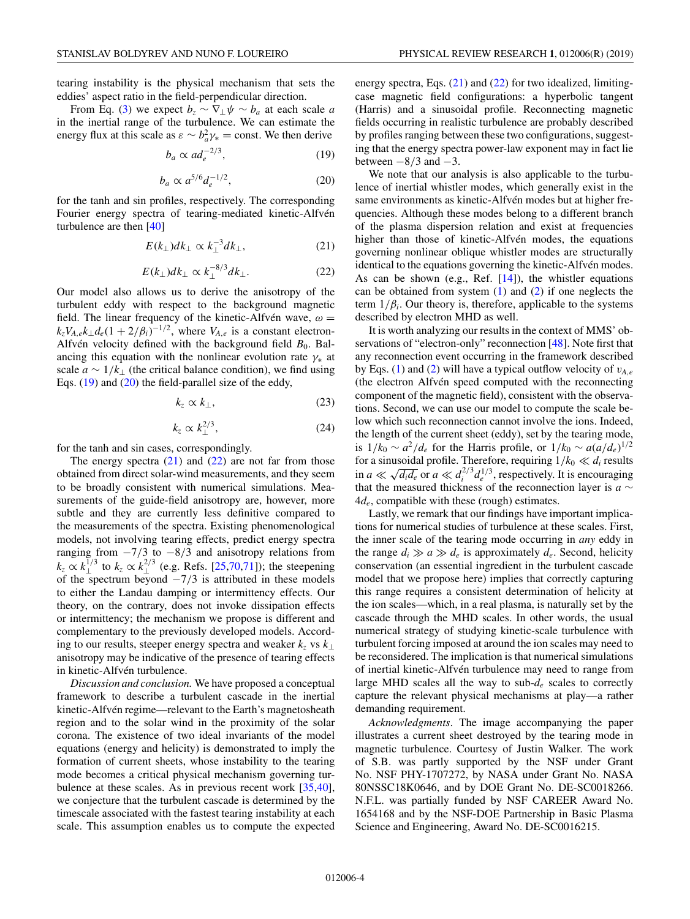tearing instability is the physical mechanism that sets the eddies' aspect ratio in the field-perpendicular direction.

From Eq. (3) we expect $b_z \sim \nabla_\perp \psi \sim b_a$ at each scale $a$ in the inertial range of the turbulence. We can estimate the energy flux at this scale as $\varepsilon \sim b_a^2 \gamma_* = \text{const}$. We then derive

$$b_a \propto a d_e^{-2/3}, \tag{19}$$

$$b_a \propto a^{5/6} d_e^{-1/2}, \tag{20}$$

for the tanh and sin profiles, respectively. The corresponding Fourier energy spectra of tearing-mediated kinetic-Alfvén turbulence are then [40]

$$E(k_\perp) dk_\perp \propto k_\perp^{-3} dk_\perp, \tag{21}$$

$$E(k_\perp) dk_\perp \propto k_\perp^{-8/3} dk_\perp. \tag{22}$$

Our model also allows us to derive the anisotropy of the turbulent eddy with respect to the background magnetic field. The linear frequency of the kinetic-Alfvén wave, $\omega = k_z V_{A,e} k_\perp d_e (1 + 2/\beta_i)^{-1/2}$, where $V_{A,e}$ is a constant electron-Alfvén velocity defined with the background field $B_0$. Balancing this equation with the nonlinear evolution rate $\gamma_*$ at scale $a \sim 1/k_\perp$ (the critical balance condition), we find using Eqs. (19) and (20) the field-parallel size of the eddy,

$$k_z \propto k_\perp, \tag{23}$$

$$k_z \propto k_\perp^{2/3}, \tag{24}$$

for the tanh and sin cases, correspondingly.

The energy spectra (21) and (22) are not far from those obtained from direct solar-wind measurements, and they seem to be broadly consistent with numerical simulations. Measurements of the guide-field anisotropy are, however, more subtle and they are currently less definitive compared to the measurements of the spectra. Existing phenomenological models, not involving tearing effects, predict energy spectra ranging from $-7/3$ to $-8/3$ and anisotropy relations from $k_z \propto k_\perp^{1/3}$ to $k_z \propto k_\perp^{2/3}$ (e.g. Refs. [25,70,71]); the steepening of the spectrum beyond $-7/3$ is attributed in these models to either the Landau damping or intermittency effects. Our theory, on the contrary, does not invoke dissipation effects or intermittency; the mechanism we propose is different and complementary to the previously developed models. According to our results, steeper energy spectra and weaker $k_z$ vs $k_\perp$ anisotropy may be indicative of the presence of tearing effects in kinetic-Alfvén turbulence.

*Discussion and conclusion.* We have proposed a conceptual framework to describe a turbulent cascade in the inertial kinetic-Alfvén regime—relevant to the Earth's magnetosheath region and to the solar wind in the proximity of the solar corona. The existence of two ideal invariants of the model equations (energy and helicity) is demonstrated to imply the formation of current sheets, whose instability to the tearing mode becomes a critical physical mechanism governing turbulence at these scales. As in previous recent work [35,40], we conjecture that the turbulent cascade is determined by the timescale associated with the fastest tearing instability at each scale. This assumption enables us to compute the expected energy spectra, Eqs. (21) and (22) for two idealized, limiting-case magnetic field configurations: a hyperbolic tangent (Harris) and a sinusoidal profile. Reconnecting magnetic fields occurring in realistic turbulence are probably described by profiles ranging between these two configurations, suggesting that the energy spectra power-law exponent may in fact lie between $-8/3$ and $-3$.

We note that our analysis is also applicable to the turbulence of inertial whistler modes, which generally exist in the same environments as kinetic-Alfvén modes but at higher frequencies. Although these modes belong to a different branch of the plasma dispersion relation and exist at frequencies higher than those of kinetic-Alfvén modes, the equations governing nonlinear oblique whistler modes are structurally identical to the equations governing the kinetic-Alfvén modes. As can be shown (e.g., Ref. [14]), the whistler equations can be obtained from system (1) and (2) if one neglects the term $1/\beta_i$. Our theory is, therefore, applicable to the systems described by electron MHD as well.

It is worth analyzing our results in the context of MMS' observations of "electron-only" reconnection [48]. Note first that any reconnection event occurring in the framework described by Eqs. (1) and (2) will have a typical outflow velocity of $v_{A,e}$ (the electron Alfvén speed computed with the reconnecting component of the magnetic field), consistent with the observations. Second, we can use our model to compute the scale below which such reconnection cannot involve the ions. Indeed, the length of the current sheet (eddy), set by the tearing mode, is $1/k_0 \sim a^2/d_e$ for the Harris profile, or $1/k_0 \sim a(a/d_e)^{1/2}$ for a sinusoidal profile. Therefore, requiring $1/k_0 \ll d_i$ results in $a \ll \sqrt{d_i d_e}$ or $a \ll d_i^{2/3} d_e^{1/3}$, respectively. It is encouraging that the measured thickness of the reconnection layer is $a \sim 4d_e$, compatible with these (rough) estimates.

Lastly, we remark that our findings have important implications for numerical studies of turbulence at these scales. First, the inner scale of the tearing mode occurring in *any* eddy in the range $d_i \gg a \gg d_e$ is approximately $d_e$. Second, helicity conservation (an essential ingredient in the turbulent cascade model that we propose here) implies that correctly capturing this range requires a consistent determination of helicity at the ion scales—which, in a real plasma, is naturally set by the cascade through the MHD scales. In other words, the usual numerical strategy of studying kinetic-scale turbulence with turbulent forcing imposed at around the ion scales may need to be reconsidered. The implication is that numerical simulations of inertial kinetic-Alfvén turbulence may need to range from large MHD scales all the way to sub-$d_e$ scales to correctly capture the relevant physical mechanisms at play—a rather demanding requirement.

*Acknowledgments*. The image accompanying the paper illustrates a current sheet destroyed by the tearing mode in magnetic turbulence. Courtesy of Justin Walker. The work of S.B. was partly supported by the NSF under Grant No. NSF PHY-1707272, by NASA under Grant No. NASA 80NSSC18K0646, and by DOE Grant No. DE-SC0018266. N.F.L. was partially funded by NSF CAREER Award No. 1654168 and by the NSF-DOE Partnership in Basic Plasma Science and Engineering, Award No. DE-SC0016215.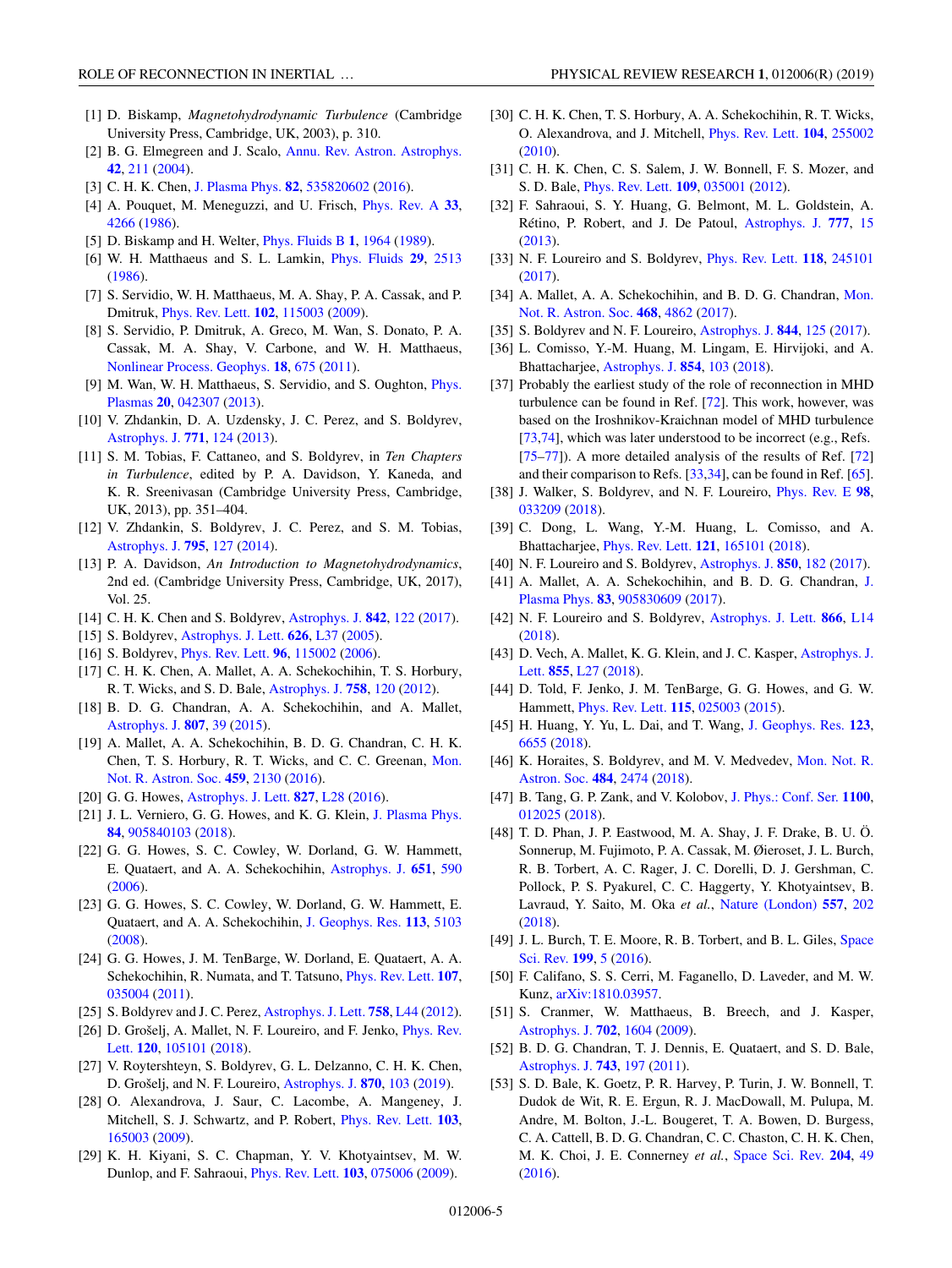[1] D. Biskamp, *Magnetohydrodynamic Turbulence* (Cambridge University Press, Cambridge, UK, 2003), p. 310.

[2] B. G. Elmegreen and J. Scalo, Annu. Rev. Astron. Astrophys. **42**, 211 (2004).

[3] C. H. K. Chen, J. Plasma Phys. **82**, 535820602 (2016).

[4] A. Pouquet, M. Meneguzzi, and U. Frisch, Phys. Rev. A **33**, 4266 (1986).

[5] D. Biskamp and H. Welter, Phys. Fluids B **1**, 1964 (1989).

[6] W. H. Matthaeus and S. L. Lamkin, Phys. Fluids **29**, 2513 (1986).

[7] S. Servidio, W. H. Matthaeus, M. A. Shay, P. A. Cassak, and P. Dmitruk, Phys. Rev. Lett. **102**, 115003 (2009).

[8] S. Servidio, P. Dmitruk, A. Greco, M. Wan, S. Donato, P. A. Cassak, M. A. Shay, V. Carbone, and W. H. Matthaeus, Nonlinear Process. Geophys. **18**, 675 (2011).

[9] M. Wan, W. H. Matthaeus, S. Servidio, and S. Oughton, Phys. Plasmas **20**, 042307 (2013).

[10] V. Zhdankin, D. A. Uzdensky, J. C. Perez, and S. Boldyrev, Astrophys. J. **771**, 124 (2013).

[11] S. M. Tobias, F. Cattaneo, and S. Boldyrev, in *Ten Chapters in Turbulence*, edited by P. A. Davidson, Y. Kaneda, and K. R. Sreenivasan (Cambridge University Press, Cambridge, UK, 2013), pp. 351–404.

[12] V. Zhdankin, S. Boldyrev, J. C. Perez, and S. M. Tobias, Astrophys. J. **795**, 127 (2014).

[13] P. A. Davidson, *An Introduction to Magnetohydrodynamics*, 2nd ed. (Cambridge University Press, Cambridge, UK, 2017), Vol. 25.

[14] C. H. K. Chen and S. Boldyrev, Astrophys. J. **842**, 122 (2017).

[15] S. Boldyrev, Astrophys. J. Lett. **626**, L37 (2005).

[16] S. Boldyrev, Phys. Rev. Lett. **96**, 115002 (2006).

[17] C. H. K. Chen, A. Mallet, A. A. Schekochihin, T. S. Horbury, R. T. Wicks, and S. D. Bale, Astrophys. J. **758**, 120 (2012).

[18] B. D. G. Chandran, A. A. Schekochihin, and A. Mallet, Astrophys. J. **807**, 39 (2015).

[19] A. Mallet, A. A. Schekochihin, B. D. G. Chandran, C. H. K. Chen, T. S. Horbury, R. T. Wicks, and C. C. Greenan, Mon. Not. R. Astron. Soc. **459**, 2130 (2016).

[20] G. G. Howes, Astrophys. J. Lett. **827**, L28 (2016).

[21] J. L. Verniero, G. G. Howes, and K. G. Klein, J. Plasma Phys. **84**, 905840103 (2018).

[22] G. G. Howes, S. C. Cowley, W. Dorland, G. W. Hammett, E. Quataert, and A. A. Schekochihin, Astrophys. J. **651**, 590 (2006).

[23] G. G. Howes, S. C. Cowley, W. Dorland, G. W. Hammett, E. Quataert, and A. A. Schekochihin, J. Geophys. Res. **113**, 5103 (2008).

[24] G. G. Howes, J. M. TenBarge, W. Dorland, E. Quataert, A. A. Schekochihin, R. Numata, and T. Tatsuno, Phys. Rev. Lett. **107**, 035004 (2011).

[25] S. Boldyrev and J. C. Perez, Astrophys. J. Lett. **758**, L44 (2012).

[26] D. Grošelj, A. Mallet, N. F. Loureiro, and F. Jenko, Phys. Rev. Lett. **120**, 105101 (2018).

[27] V. Roytershteyn, S. Boldyrev, G. L. Delzanno, C. H. K. Chen, D. Grošelj, and N. F. Loureiro, Astrophys. J. **870**, 103 (2019).

[28] O. Alexandrova, J. Saur, C. Lacombe, A. Mangeney, J. Mitchell, S. J. Schwartz, and P. Robert, Phys. Rev. Lett. **103**, 165003 (2009).

[29] K. H. Kiyani, S. C. Chapman, Y. V. Khotyaintsev, M. W. Dunlop, and F. Sahraoui, Phys. Rev. Lett. **103**, 075006 (2009).

[30] C. H. K. Chen, T. S. Horbury, A. A. Schekochihin, R. T. Wicks, O. Alexandrova, and J. Mitchell, Phys. Rev. Lett. **104**, 255002 (2010).

[31] C. H. K. Chen, C. S. Salem, J. W. Bonnell, F. S. Mozer, and S. D. Bale, Phys. Rev. Lett. **109**, 035001 (2012).

[32] F. Sahraoui, S. Y. Huang, G. Belmont, M. L. Goldstein, A. Rétino, P. Robert, and J. De Patoul, Astrophys. J. **777**, 15 (2013).

[33] N. F. Loureiro and S. Boldyrev, Phys. Rev. Lett. **118**, 245101 (2017).

[34] A. Mallet, A. A. Schekochihin, and B. D. G. Chandran, Mon. Not. R. Astron. Soc. **468**, 4862 (2017).

[35] S. Boldyrev and N. F. Loureiro, Astrophys. J. **844**, 125 (2017).

[36] L. Comisso, Y.-M. Huang, M. Lingam, E. Hirvijoki, and A. Bhattacharjee, Astrophys. J. **854**, 103 (2018).

[37] Probably the earliest study of the role of reconnection in MHD turbulence can be found in Ref. [72]. This work, however, was based on the Iroshnikov-Kraichnan model of MHD turbulence [73,74], which was later understood to be incorrect (e.g., Refs. [75–77]). A more detailed analysis of the results of Ref. [72] and their comparison to Refs. [33,34], can be found in Ref. [65].

[38] J. Walker, S. Boldyrev, and N. F. Loureiro, Phys. Rev. E **98**, 033209 (2018).

[39] C. Dong, L. Wang, Y.-M. Huang, L. Comisso, and A. Bhattacharjee, Phys. Rev. Lett. **121**, 165101 (2018).

[40] N. F. Loureiro and S. Boldyrev, Astrophys. J. **850**, 182 (2017).

[41] A. Mallet, A. A. Schekochihin, and B. D. G. Chandran, J. Plasma Phys. **83**, 905830609 (2017).

[42] N. F. Loureiro and S. Boldyrev, Astrophys. J. Lett. **866**, L14 (2018).

[43] D. Vech, A. Mallet, K. G. Klein, and J. C. Kasper, Astrophys. J. Lett. **855**, L27 (2018).

[44] D. Told, F. Jenko, J. M. TenBarge, G. G. Howes, and G. W. Hammett, Phys. Rev. Lett. **115**, 025003 (2015).

[45] H. Huang, Y. Yu, L. Dai, and T. Wang, J. Geophys. Res. **123**, 6655 (2018).

[46] K. Horaites, S. Boldyrev, and M. V. Medvedev, Mon. Not. R. Astron. Soc. **484**, 2474 (2018).

[47] B. Tang, G. P. Zank, and V. Kolobov, J. Phys.: Conf. Ser. **1100**, 012025 (2018).

[48] T. D. Phan, J. P. Eastwood, M. A. Shay, J. F. Drake, B. U. Ö. Sonnerup, M. Fujimoto, P. A. Cassak, M. Øieroset, J. L. Burch, R. B. Torbert, A. C. Rager, J. C. Dorelli, D. J. Gershman, C. Pollock, P. S. Pyakurel, C. C. Haggerty, Y. Khotyaintsev, B. Lavraud, Y. Saito, M. Oka *et al.*, Nature (London) **557**, 202 (2018).

[49] J. L. Burch, T. E. Moore, R. B. Torbert, and B. L. Giles, Space Sci. Rev. **199**, 5 (2016).

[50] F. Califano, S. S. Cerri, M. Faganello, D. Laveder, and M. W. Kunz, arXiv:1810.03957.

[51] S. Cranmer, W. Matthaeus, B. Breech, and J. Kasper, Astrophys. J. **702**, 1604 (2009).

[52] B. D. G. Chandran, T. J. Dennis, E. Quataert, and S. D. Bale, Astrophys. J. **743**, 197 (2011).

[53] S. D. Bale, K. Goetz, P. R. Harvey, P. Turin, J. W. Bonnell, T. Dudok de Wit, R. E. Ergun, R. J. MacDowall, M. Pulupa, M. Andre, M. Bolton, J.-L. Bougeret, T. A. Bowen, D. Burgess, C. A. Cattell, B. D. G. Chandran, C. C. Chaston, C. H. K. Chen, M. K. Choi, J. E. Connerney *et al.*, Space Sci. Rev. **204**, 49 (2016).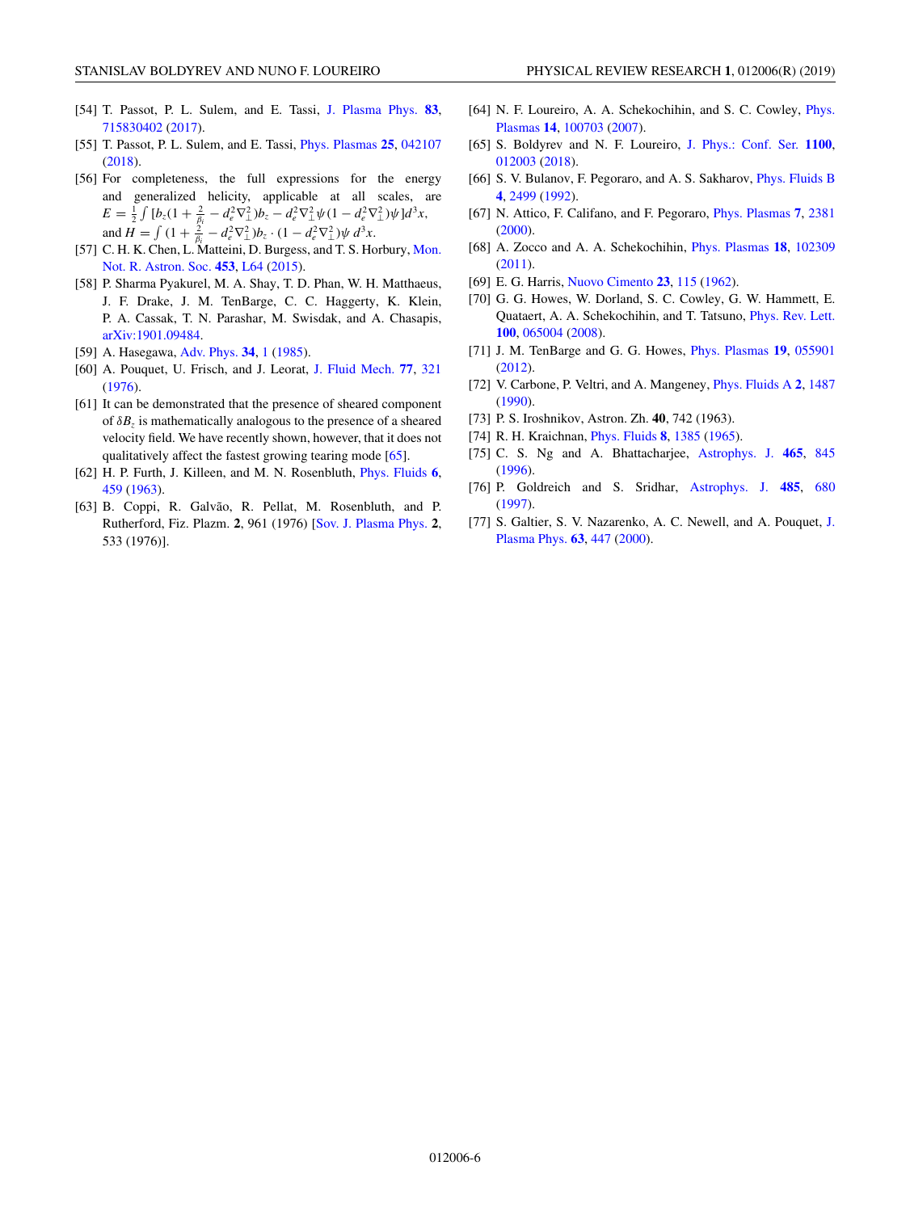[54] T. Passot, P. L. Sulem, and E. Tassi, J. Plasma Phys. **83**, 715830402 (2017).

[55] T. Passot, P. L. Sulem, and E. Tassi, Phys. Plasmas **25**, 042107 (2018).

[56] For completeness, the full expressions for the energy and generalized helicity, applicable at all scales, are $E = \frac{1}{2}\int [b_z(1 + \frac{2}{\beta_i} - d_e^2\nabla_\perp^2)b_z - d_e^2\nabla_\perp^2\psi(1 - d_e^2\nabla_\perp^2)\psi]d^3x$, and $H = \int (1 + \frac{2}{\beta_i} - d_e^2\nabla_\perp^2)b_z \cdot (1 - d_e^2\nabla_\perp^2)\psi\, d^3x$.

[57] C. H. K. Chen, L. Matteini, D. Burgess, and T. S. Horbury, Mon. Not. R. Astron. Soc. **453**, L64 (2015).

[58] P. Sharma Pyakurel, M. A. Shay, T. D. Phan, W. H. Matthaeus, J. F. Drake, J. M. TenBarge, C. C. Haggerty, K. Klein, P. A. Cassak, T. N. Parashar, M. Swisdak, and A. Chasapis, arXiv:1901.09484.

[59] A. Hasegawa, Adv. Phys. **34**, 1 (1985).

[60] A. Pouquet, U. Frisch, and J. Leorat, J. Fluid Mech. **77**, 321 (1976).

[61] It can be demonstrated that the presence of sheared component of $\delta B_z$ is mathematically analogous to the presence of a sheared velocity field. We have recently shown, however, that it does not qualitatively affect the fastest growing tearing mode [65].

[62] H. P. Furth, J. Killeen, and M. N. Rosenbluth, Phys. Fluids **6**, 459 (1963).

[63] B. Coppi, R. Galvão, R. Pellat, M. Rosenbluth, and P. Rutherford, Fiz. Plazm. **2**, 961 (1976) [Sov. J. Plasma Phys. **2**, 533 (1976)].

[64] N. F. Loureiro, A. A. Schekochihin, and S. C. Cowley, Phys. Plasmas **14**, 100703 (2007).

[65] S. Boldyrev and N. F. Loureiro, J. Phys.: Conf. Ser. **1100**, 012003 (2018).

[66] S. V. Bulanov, F. Pegoraro, and A. S. Sakharov, Phys. Fluids B **4**, 2499 (1992).

[67] N. Attico, F. Califano, and F. Pegoraro, Phys. Plasmas **7**, 2381 (2000).

[68] A. Zocco and A. A. Schekochihin, Phys. Plasmas **18**, 102309 (2011).

[69] E. G. Harris, Nuovo Cimento **23**, 115 (1962).

[70] G. G. Howes, W. Dorland, S. C. Cowley, G. W. Hammett, E. Quataert, A. A. Schekochihin, and T. Tatsuno, Phys. Rev. Lett. **100**, 065004 (2008).

[71] J. M. TenBarge and G. G. Howes, Phys. Plasmas **19**, 055901 (2012).

[72] V. Carbone, P. Veltri, and A. Mangeney, Phys. Fluids A **2**, 1487 (1990).

[73] P. S. Iroshnikov, Astron. Zh. **40**, 742 (1963).

[74] R. H. Kraichnan, Phys. Fluids **8**, 1385 (1965).

[75] C. S. Ng and A. Bhattacharjee, Astrophys. J. **465**, 845 (1996).

[76] P. Goldreich and S. Sridhar, Astrophys. J. **485**, 680 (1997).

[77] S. Galtier, S. V. Nazarenko, A. C. Newell, and A. Pouquet, J. Plasma Phys. **63**, 447 (2000).